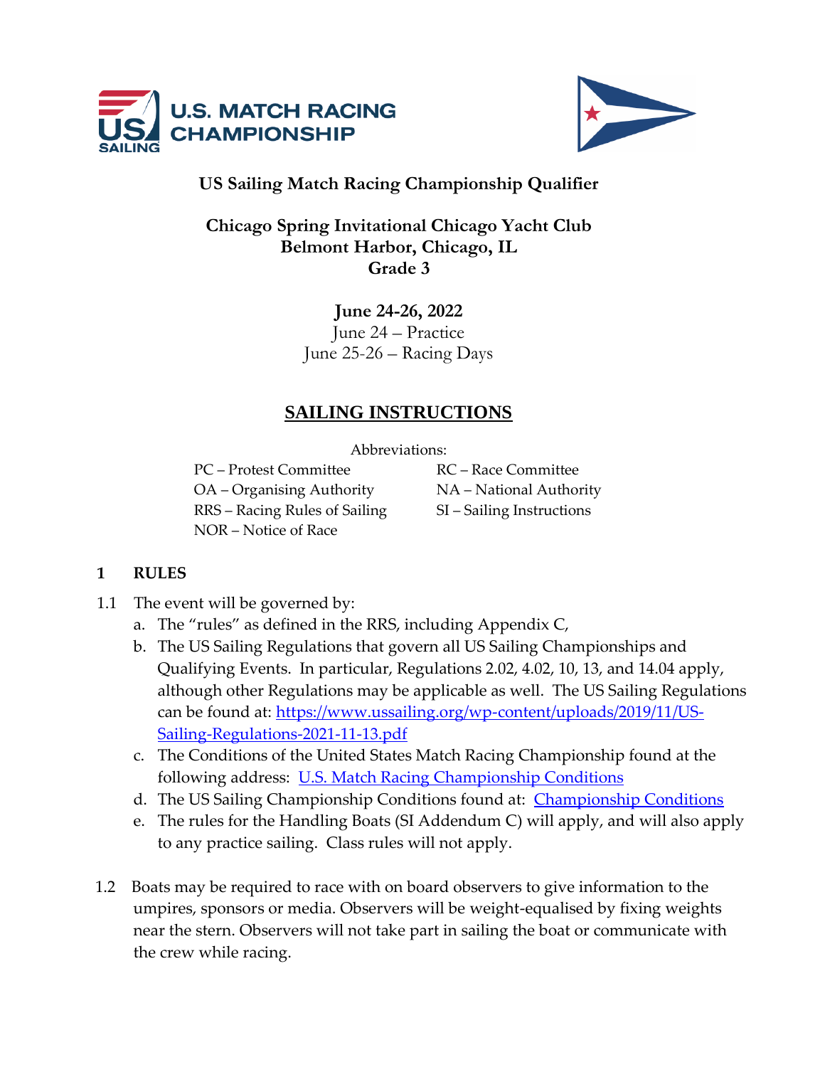U.S. MATCH RACING CHAMPIONSHIP

**US Sailing Match Racing Championship Qualifier**

**Chicago Spring Invitational Chicago Yacht Club**
**Belmont Harbor, Chicago, IL**
**Grade 3**

**June 24-26, 2022**
June 24 – Practice
June 25-26 – Racing Days

# SAILING INSTRUCTIONS

Abbreviations:

| | |
|---|---|
| PC – Protest Committee | RC – Race Committee |
| OA – Organising Authority | NA – National Authority |
| RRS – Racing Rules of Sailing | SI – Sailing Instructions |
| NOR – Notice of Race | |

## 1 RULES

1.1 The event will be governed by:

a. The "rules" as defined in the RRS, including Appendix C,

b. The US Sailing Regulations that govern all US Sailing Championships and Qualifying Events. In particular, Regulations 2.02, 4.02, 10, 13, and 14.04 apply, although other Regulations may be applicable as well. The US Sailing Regulations can be found at: https://www.ussailing.org/wp-content/uploads/2019/11/US-Sailing-Regulations-2021-11-13.pdf

c. The Conditions of the United States Match Racing Championship found at the following address: U.S. Match Racing Championship Conditions

d. The US Sailing Championship Conditions found at: Championship Conditions

e. The rules for the Handling Boats (SI Addendum C) will apply, and will also apply to any practice sailing. Class rules will not apply.

1.2 Boats may be required to race with on board observers to give information to the umpires, sponsors or media. Observers will be weight-equalised by fixing weights near the stern. Observers will not take part in sailing the boat or communicate with the crew while racing.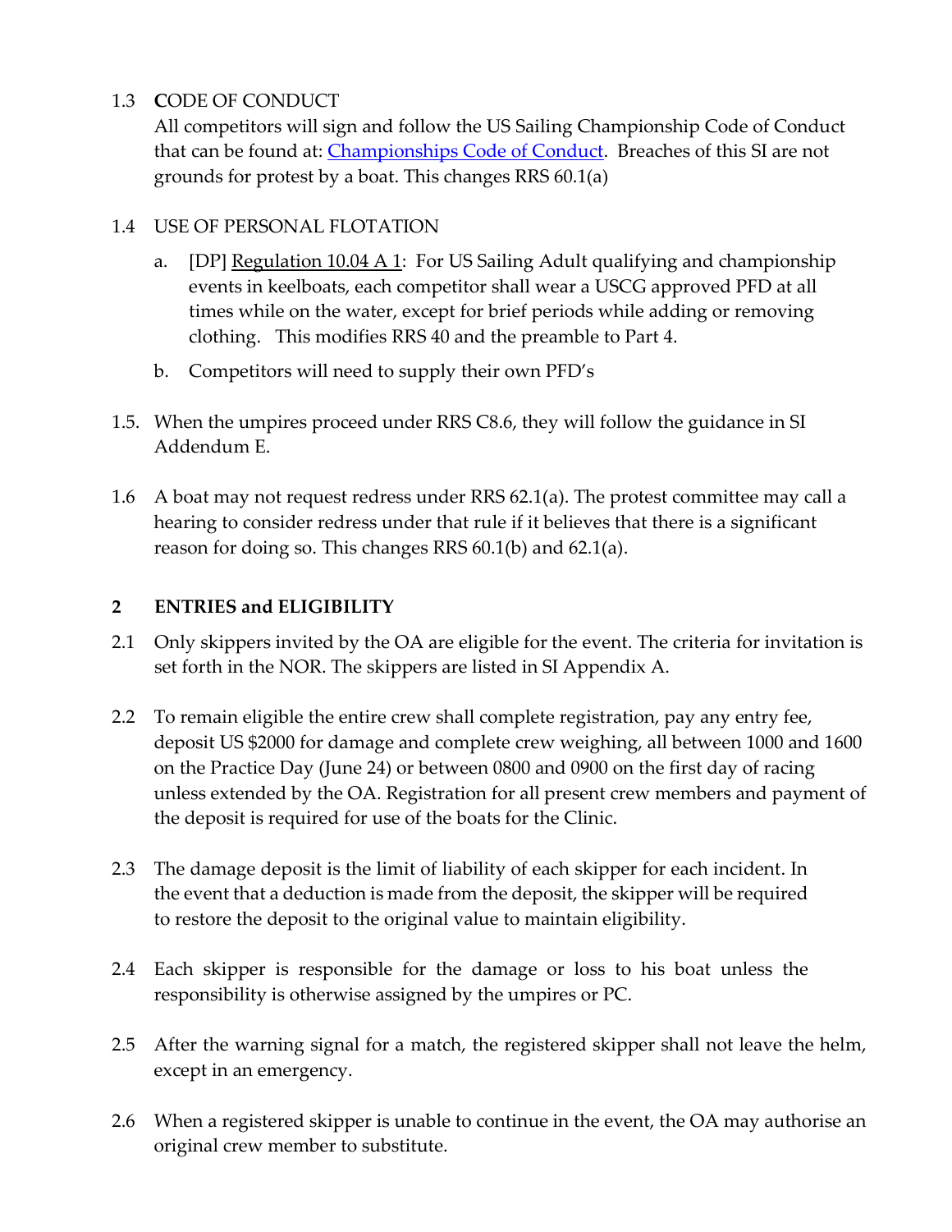1.3 **C**ODE OF CONDUCT

All competitors will sign and follow the US Sailing Championship Code of Conduct that can be found at: [Championships Code of Conduct](). Breaches of this SI are not grounds for protest by a boat. This changes RRS 60.1(a)

1.4 USE OF PERSONAL FLOTATION

a. [DP] Regulation 10.04 A 1: For US Sailing Adult qualifying and championship events in keelboats, each competitor shall wear a USCG approved PFD at all times while on the water, except for brief periods while adding or removing clothing. This modifies RRS 40 and the preamble to Part 4.

b. Competitors will need to supply their own PFD's

1.5. When the umpires proceed under RRS C8.6, they will follow the guidance in SI Addendum E.

1.6 A boat may not request redress under RRS 62.1(a). The protest committee may call a hearing to consider redress under that rule if it believes that there is a significant reason for doing so. This changes RRS 60.1(b) and 62.1(a).

## 2 ENTRIES and ELIGIBILITY

2.1 Only skippers invited by the OA are eligible for the event. The criteria for invitation is set forth in the NOR. The skippers are listed in SI Appendix A.

2.2 To remain eligible the entire crew shall complete registration, pay any entry fee, deposit US $2000 for damage and complete crew weighing, all between 1000 and 1600 on the Practice Day (June 24) or between 0800 and 0900 on the first day of racing unless extended by the OA. Registration for all present crew members and payment of the deposit is required for use of the boats for the Clinic.

2.3 The damage deposit is the limit of liability of each skipper for each incident. In the event that a deduction is made from the deposit, the skipper will be required to restore the deposit to the original value to maintain eligibility.

2.4 Each skipper is responsible for the damage or loss to his boat unless the responsibility is otherwise assigned by the umpires or PC.

2.5 After the warning signal for a match, the registered skipper shall not leave the helm, except in an emergency.

2.6 When a registered skipper is unable to continue in the event, the OA may authorise an original crew member to substitute.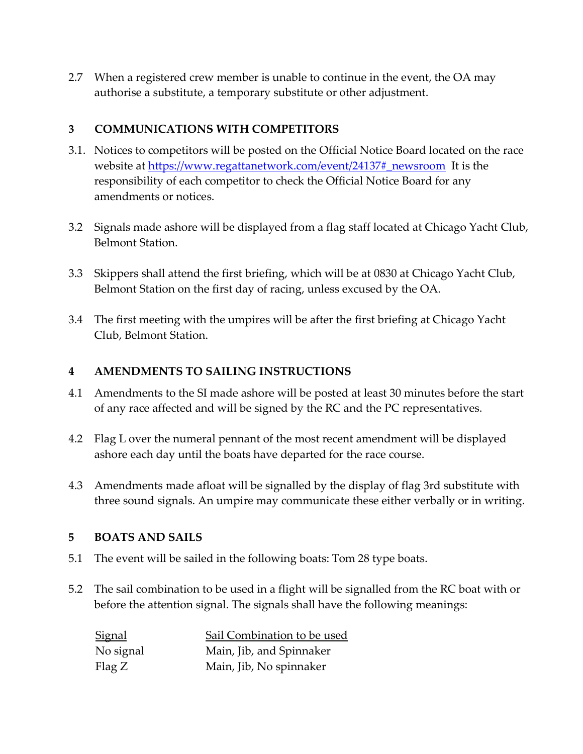2.7 When a registered crew member is unable to continue in the event, the OA may authorise a substitute, a temporary substitute or other adjustment.

## 3 COMMUNICATIONS WITH COMPETITORS

3.1. Notices to competitors will be posted on the Official Notice Board located on the race website at https://www.regattanetwork.com/event/24137#_newsroom It is the responsibility of each competitor to check the Official Notice Board for any amendments or notices.

3.2 Signals made ashore will be displayed from a flag staff located at Chicago Yacht Club, Belmont Station.

3.3 Skippers shall attend the first briefing, which will be at 0830 at Chicago Yacht Club, Belmont Station on the first day of racing, unless excused by the OA.

3.4 The first meeting with the umpires will be after the first briefing at Chicago Yacht Club, Belmont Station.

## 4 AMENDMENTS TO SAILING INSTRUCTIONS

4.1 Amendments to the SI made ashore will be posted at least 30 minutes before the start of any race affected and will be signed by the RC and the PC representatives.

4.2 Flag L over the numeral pennant of the most recent amendment will be displayed ashore each day until the boats have departed for the race course.

4.3 Amendments made afloat will be signalled by the display of flag 3rd substitute with three sound signals. An umpire may communicate these either verbally or in writing.

## 5 BOATS AND SAILS

5.1 The event will be sailed in the following boats: Tom 28 type boats.

5.2 The sail combination to be used in a flight will be signalled from the RC boat with or before the attention signal. The signals shall have the following meanings:

| Signal | Sail Combination to be used |
|---|---|
| No signal | Main, Jib, and Spinnaker |
| Flag Z | Main, Jib, No spinnaker |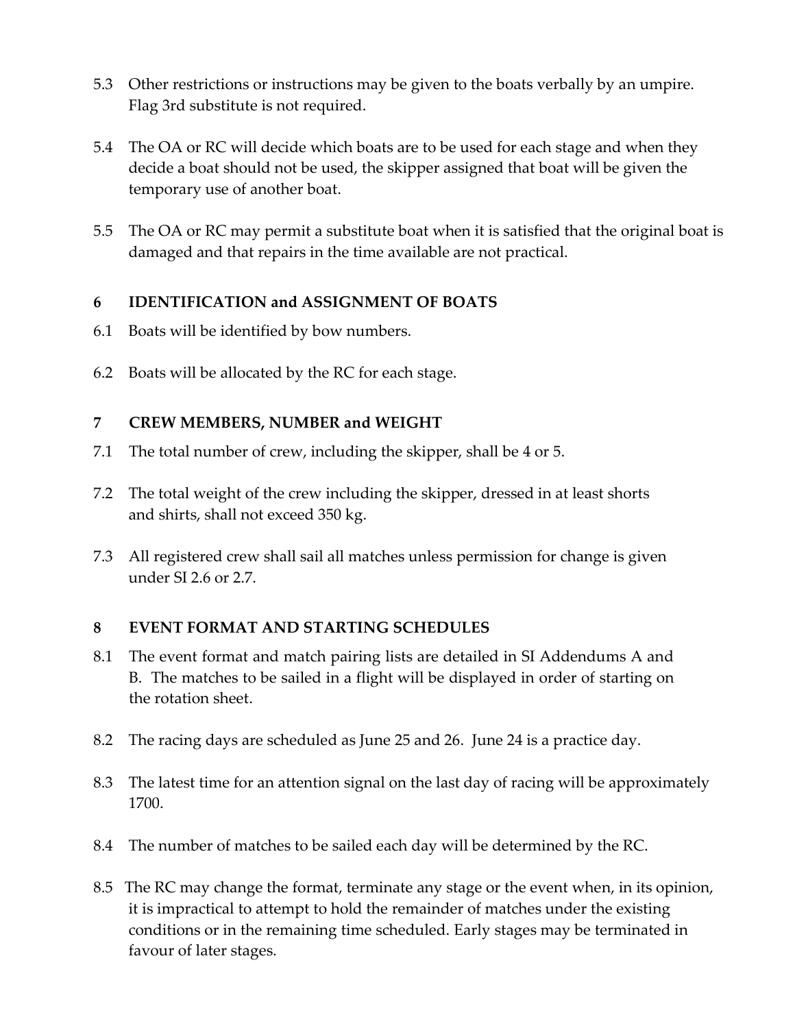5.3 Other restrictions or instructions may be given to the boats verbally by an umpire. Flag 3rd substitute is not required.

5.4 The OA or RC will decide which boats are to be used for each stage and when they decide a boat should not be used, the skipper assigned that boat will be given the temporary use of another boat.

5.5 The OA or RC may permit a substitute boat when it is satisfied that the original boat is damaged and that repairs in the time available are not practical.

## 6 IDENTIFICATION and ASSIGNMENT OF BOATS

6.1 Boats will be identified by bow numbers.

6.2 Boats will be allocated by the RC for each stage.

## 7 CREW MEMBERS, NUMBER and WEIGHT

7.1 The total number of crew, including the skipper, shall be 4 or 5.

7.2 The total weight of the crew including the skipper, dressed in at least shorts and shirts, shall not exceed 350 kg.

7.3 All registered crew shall sail all matches unless permission for change is given under SI 2.6 or 2.7.

## 8 EVENT FORMAT AND STARTING SCHEDULES

8.1 The event format and match pairing lists are detailed in SI Addendums A and B. The matches to be sailed in a flight will be displayed in order of starting on the rotation sheet.

8.2 The racing days are scheduled as June 25 and 26. June 24 is a practice day.

8.3 The latest time for an attention signal on the last day of racing will be approximately 1700.

8.4 The number of matches to be sailed each day will be determined by the RC.

8.5 The RC may change the format, terminate any stage or the event when, in its opinion, it is impractical to attempt to hold the remainder of matches under the existing conditions or in the remaining time scheduled. Early stages may be terminated in favour of later stages.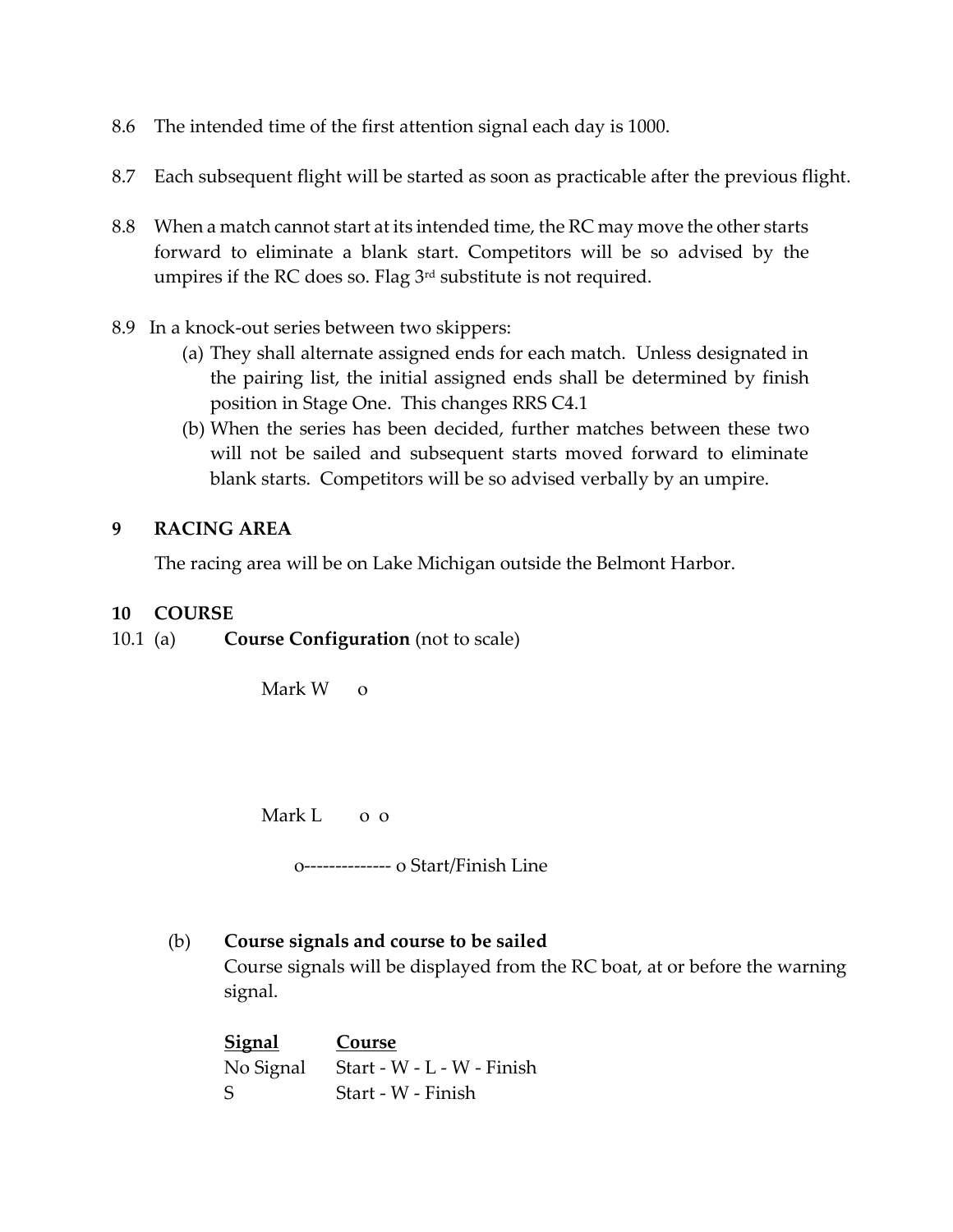8.6 The intended time of the first attention signal each day is 1000.

8.7 Each subsequent flight will be started as soon as practicable after the previous flight.

8.8 When a match cannot start at its intended time, the RC may move the other starts forward to eliminate a blank start. Competitors will be so advised by the umpires if the RC does so. Flag 3rd substitute is not required.

8.9 In a knock-out series between two skippers:

   (a) They shall alternate assigned ends for each match. Unless designated in the pairing list, the initial assigned ends shall be determined by finish position in Stage One. This changes RRS C4.1

   (b) When the series has been decided, further matches between these two will not be sailed and subsequent starts moved forward to eliminate blank starts. Competitors will be so advised verbally by an umpire.

## 9 RACING AREA

The racing area will be on Lake Michigan outside the Belmont Harbor.

## 10 COURSE

10.1 (a) **Course Configuration** (not to scale)

```
Mark W     o



Mark L      o  o

      o-------------- o Start/Finish Line
```

(b) **Course signals and course to be sailed**

Course signals will be displayed from the RC boat, at or before the warning signal.

| Signal | Course |
|---|---|
| No Signal | Start - W - L - W - Finish |
| S | Start - W - Finish |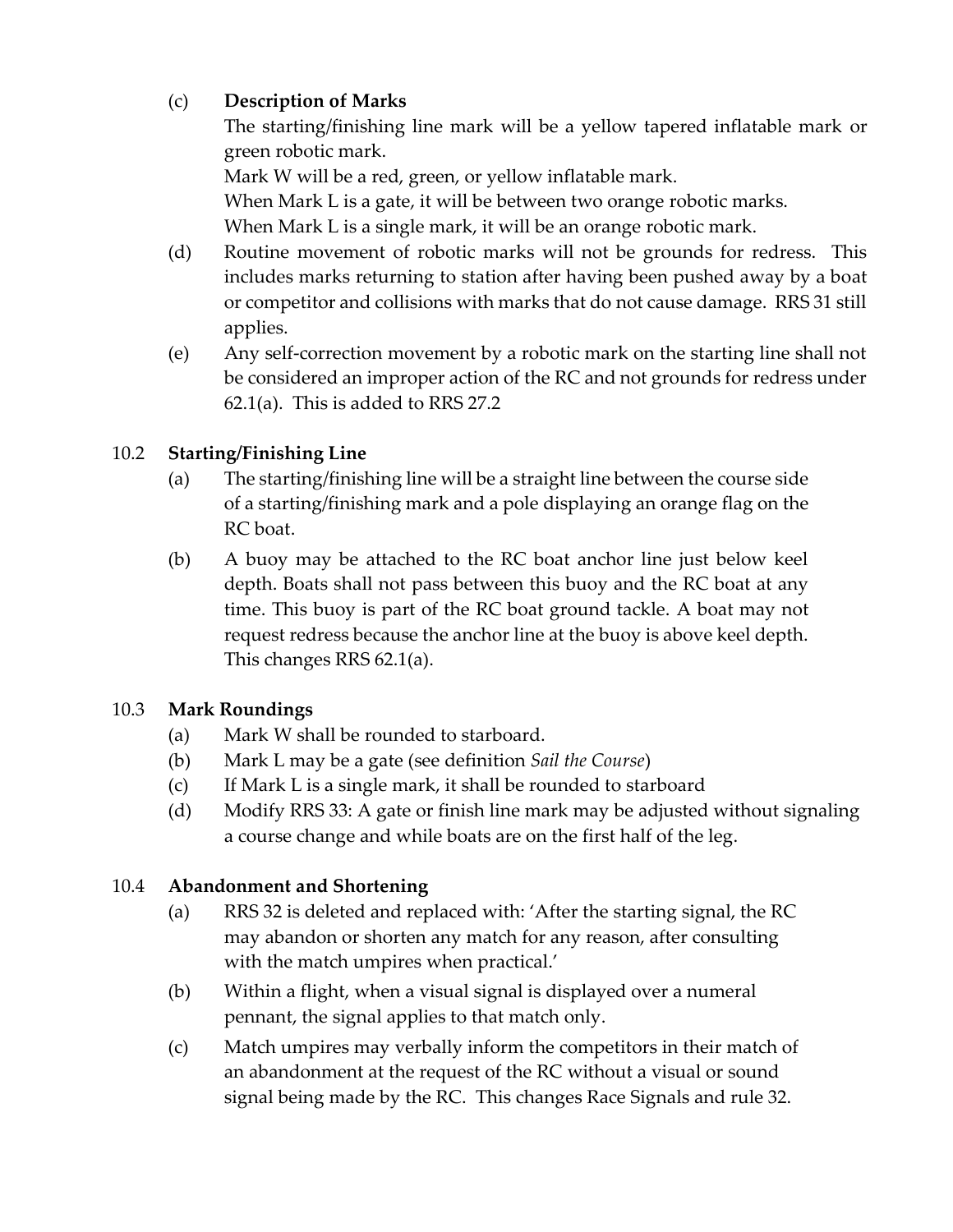(c) **Description of Marks**

The starting/finishing line mark will be a yellow tapered inflatable mark or green robotic mark.

Mark W will be a red, green, or yellow inflatable mark.

When Mark L is a gate, it will be between two orange robotic marks.

When Mark L is a single mark, it will be an orange robotic mark.

(d) Routine movement of robotic marks will not be grounds for redress. This includes marks returning to station after having been pushed away by a boat or competitor and collisions with marks that do not cause damage. RRS 31 still applies.

(e) Any self-correction movement by a robotic mark on the starting line shall not be considered an improper action of the RC and not grounds for redress under 62.1(a). This is added to RRS 27.2

10.2 **Starting/Finishing Line**

(a) The starting/finishing line will be a straight line between the course side of a starting/finishing mark and a pole displaying an orange flag on the RC boat.

(b) A buoy may be attached to the RC boat anchor line just below keel depth. Boats shall not pass between this buoy and the RC boat at any time. This buoy is part of the RC boat ground tackle. A boat may not request redress because the anchor line at the buoy is above keel depth. This changes RRS 62.1(a).

10.3 **Mark Roundings**

(a) Mark W shall be rounded to starboard.

(b) Mark L may be a gate (see definition *Sail the Course*)

(c) If Mark L is a single mark, it shall be rounded to starboard

(d) Modify RRS 33: A gate or finish line mark may be adjusted without signaling a course change and while boats are on the first half of the leg.

10.4 **Abandonment and Shortening**

(a) RRS 32 is deleted and replaced with: 'After the starting signal, the RC may abandon or shorten any match for any reason, after consulting with the match umpires when practical.'

(b) Within a flight, when a visual signal is displayed over a numeral pennant, the signal applies to that match only.

(c) Match umpires may verbally inform the competitors in their match of an abandonment at the request of the RC without a visual or sound signal being made by the RC. This changes Race Signals and rule 32.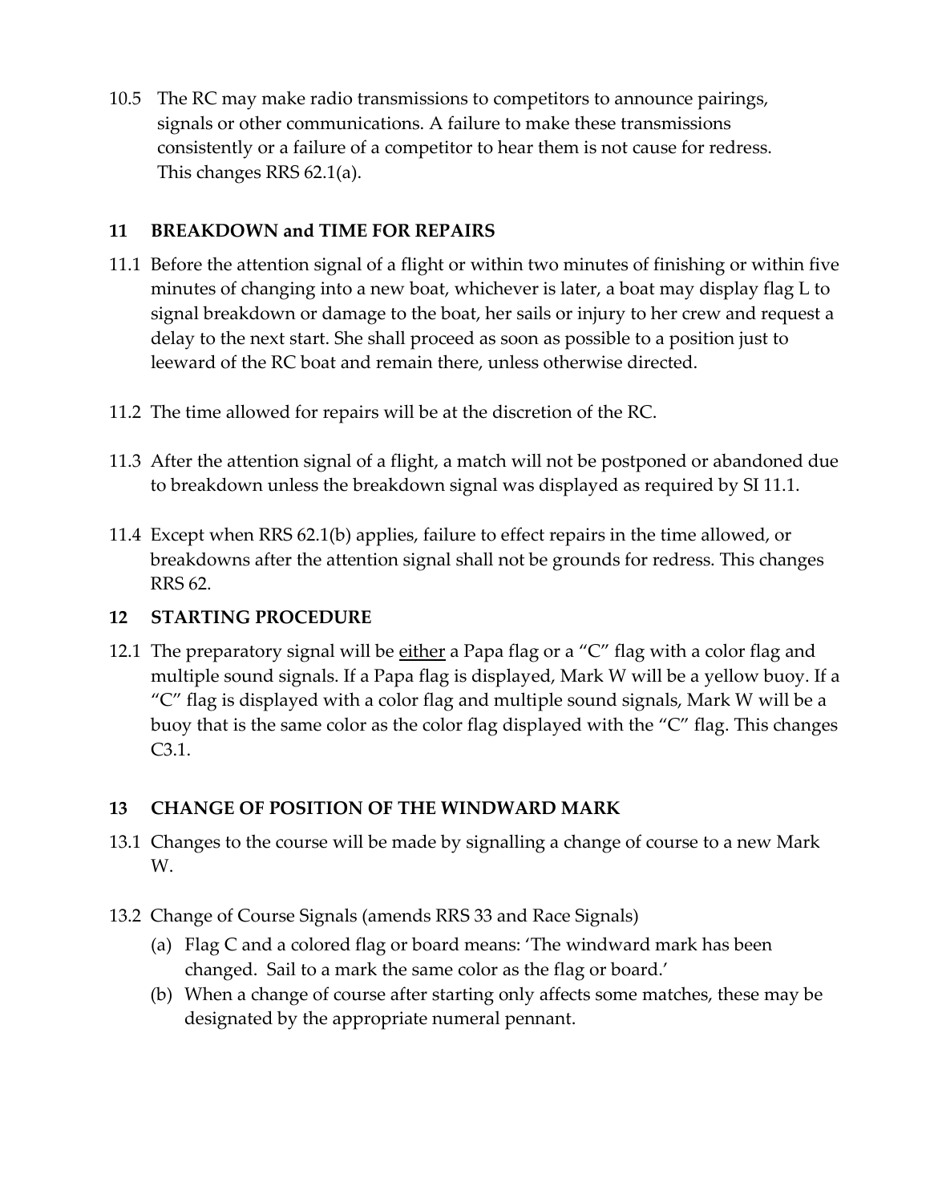10.5 The RC may make radio transmissions to competitors to announce pairings, signals or other communications. A failure to make these transmissions consistently or a failure of a competitor to hear them is not cause for redress. This changes RRS 62.1(a).

## 11 BREAKDOWN and TIME FOR REPAIRS

11.1 Before the attention signal of a flight or within two minutes of finishing or within five minutes of changing into a new boat, whichever is later, a boat may display flag L to signal breakdown or damage to the boat, her sails or injury to her crew and request a delay to the next start. She shall proceed as soon as possible to a position just to leeward of the RC boat and remain there, unless otherwise directed.

11.2 The time allowed for repairs will be at the discretion of the RC.

11.3 After the attention signal of a flight, a match will not be postponed or abandoned due to breakdown unless the breakdown signal was displayed as required by SI 11.1.

11.4 Except when RRS 62.1(b) applies, failure to effect repairs in the time allowed, or breakdowns after the attention signal shall not be grounds for redress. This changes RRS 62.

## 12 STARTING PROCEDURE

12.1 The preparatory signal will be <u>either</u> a Papa flag or a "C" flag with a color flag and multiple sound signals. If a Papa flag is displayed, Mark W will be a yellow buoy. If a "C" flag is displayed with a color flag and multiple sound signals, Mark W will be a buoy that is the same color as the color flag displayed with the "C" flag. This changes C3.1.

## 13 CHANGE OF POSITION OF THE WINDWARD MARK

13.1 Changes to the course will be made by signalling a change of course to a new Mark W.

13.2 Change of Course Signals (amends RRS 33 and Race Signals)

- (a) Flag C and a colored flag or board means: 'The windward mark has been changed. Sail to a mark the same color as the flag or board.'
- (b) When a change of course after starting only affects some matches, these may be designated by the appropriate numeral pennant.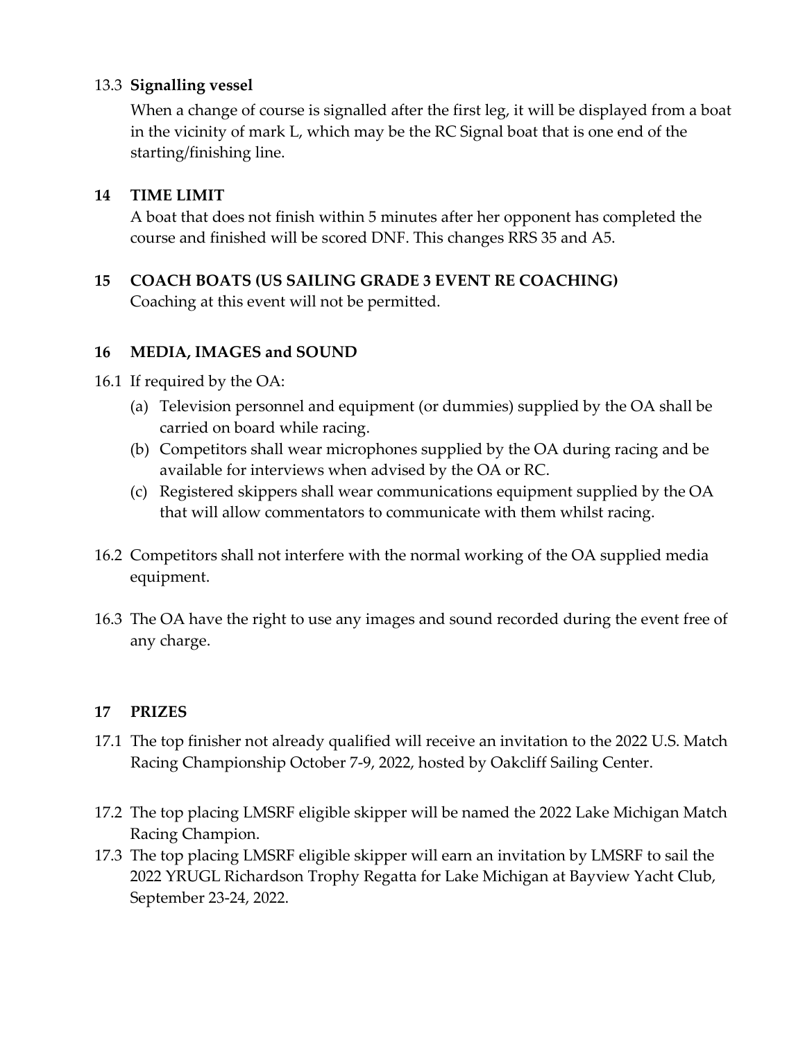### 13.3 **Signalling vessel**

When a change of course is signalled after the first leg, it will be displayed from a boat in the vicinity of mark L, which may be the RC Signal boat that is one end of the starting/finishing line.

## 14 TIME LIMIT

A boat that does not finish within 5 minutes after her opponent has completed the course and finished will be scored DNF. This changes RRS 35 and A5.

## 15 COACH BOATS (US SAILING GRADE 3 EVENT RE COACHING)

Coaching at this event will not be permitted.

## 16 MEDIA, IMAGES and SOUND

16.1 If required by the OA:

(a) Television personnel and equipment (or dummies) supplied by the OA shall be carried on board while racing.

(b) Competitors shall wear microphones supplied by the OA during racing and be available for interviews when advised by the OA or RC.

(c) Registered skippers shall wear communications equipment supplied by the OA that will allow commentators to communicate with them whilst racing.

16.2 Competitors shall not interfere with the normal working of the OA supplied media equipment.

16.3 The OA have the right to use any images and sound recorded during the event free of any charge.

## 17 PRIZES

17.1 The top finisher not already qualified will receive an invitation to the 2022 U.S. Match Racing Championship October 7-9, 2022, hosted by Oakcliff Sailing Center.

17.2 The top placing LMSRF eligible skipper will be named the 2022 Lake Michigan Match Racing Champion.

17.3 The top placing LMSRF eligible skipper will earn an invitation by LMSRF to sail the 2022 YRUGL Richardson Trophy Regatta for Lake Michigan at Bayview Yacht Club, September 23-24, 2022.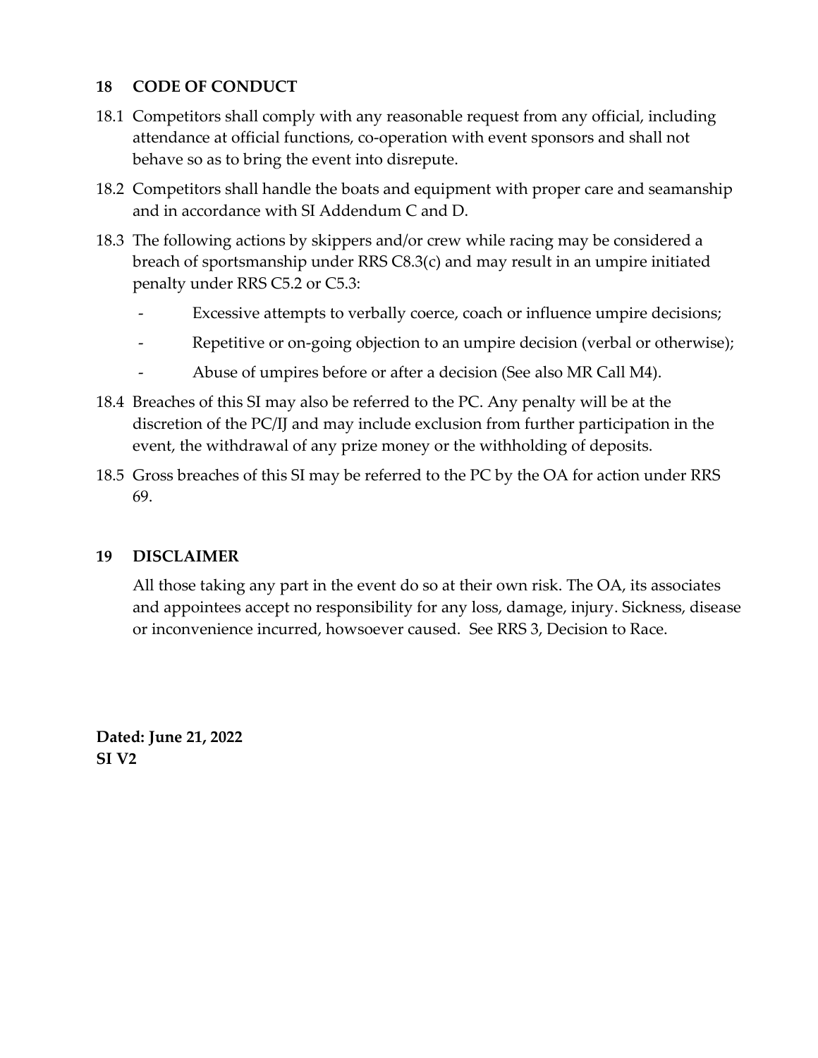## 18 CODE OF CONDUCT

18.1 Competitors shall comply with any reasonable request from any official, including attendance at official functions, co-operation with event sponsors and shall not behave so as to bring the event into disrepute.

18.2 Competitors shall handle the boats and equipment with proper care and seamanship and in accordance with SI Addendum C and D.

18.3 The following actions by skippers and/or crew while racing may be considered a breach of sportsmanship under RRS C8.3(c) and may result in an umpire initiated penalty under RRS C5.2 or C5.3:

- Excessive attempts to verbally coerce, coach or influence umpire decisions;
- Repetitive or on-going objection to an umpire decision (verbal or otherwise);
- Abuse of umpires before or after a decision (See also MR Call M4).

18.4 Breaches of this SI may also be referred to the PC. Any penalty will be at the discretion of the PC/IJ and may include exclusion from further participation in the event, the withdrawal of any prize money or the withholding of deposits.

18.5 Gross breaches of this SI may be referred to the PC by the OA for action under RRS 69.

## 19 DISCLAIMER

All those taking any part in the event do so at their own risk. The OA, its associates and appointees accept no responsibility for any loss, damage, injury. Sickness, disease or inconvenience incurred, howsoever caused. See RRS 3, Decision to Race.

**Dated: June 21, 2022**
**SI V2**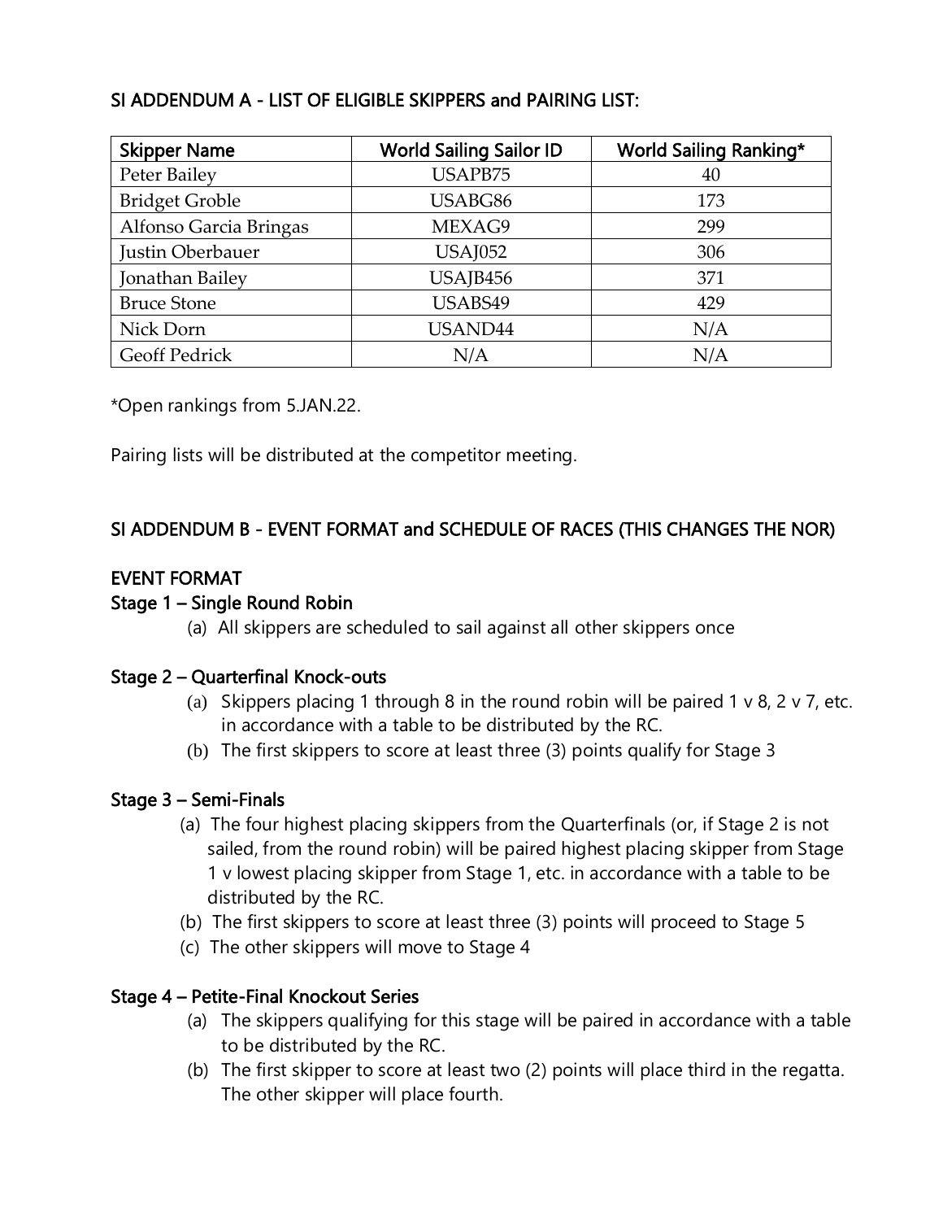## SI ADDENDUM A - LIST OF ELIGIBLE SKIPPERS and PAIRING LIST:

| Skipper Name | World Sailing Sailor ID | World Sailing Ranking* |
|---|---|---|
| Peter Bailey | USAPB75 | 40 |
| Bridget Groble | USABG86 | 173 |
| Alfonso Garcia Bringas | MEXAG9 | 299 |
| Justin Oberbauer | USAJ052 | 306 |
| Jonathan Bailey | USAJB456 | 371 |
| Bruce Stone | USABS49 | 429 |
| Nick Dorn | USAND44 | N/A |
| Geoff Pedrick | N/A | N/A |

*Open rankings from 5.JAN.22.

Pairing lists will be distributed at the competitor meeting.

## SI ADDENDUM B - EVENT FORMAT and SCHEDULE OF RACES (THIS CHANGES THE NOR)

### EVENT FORMAT

### Stage 1 – Single Round Robin

(a) All skippers are scheduled to sail against all other skippers once

### Stage 2 – Quarterfinal Knock-outs

(a) Skippers placing 1 through 8 in the round robin will be paired 1 v 8, 2 v 7, etc. in accordance with a table to be distributed by the RC.

(b) The first skippers to score at least three (3) points qualify for Stage 3

### Stage 3 – Semi-Finals

(a) The four highest placing skippers from the Quarterfinals (or, if Stage 2 is not sailed, from the round robin) will be paired highest placing skipper from Stage 1 v lowest placing skipper from Stage 1, etc. in accordance with a table to be distributed by the RC.

(b) The first skippers to score at least three (3) points will proceed to Stage 5

(c) The other skippers will move to Stage 4

### Stage 4 – Petite-Final Knockout Series

(a) The skippers qualifying for this stage will be paired in accordance with a table to be distributed by the RC.

(b) The first skipper to score at least two (2) points will place third in the regatta. The other skipper will place fourth.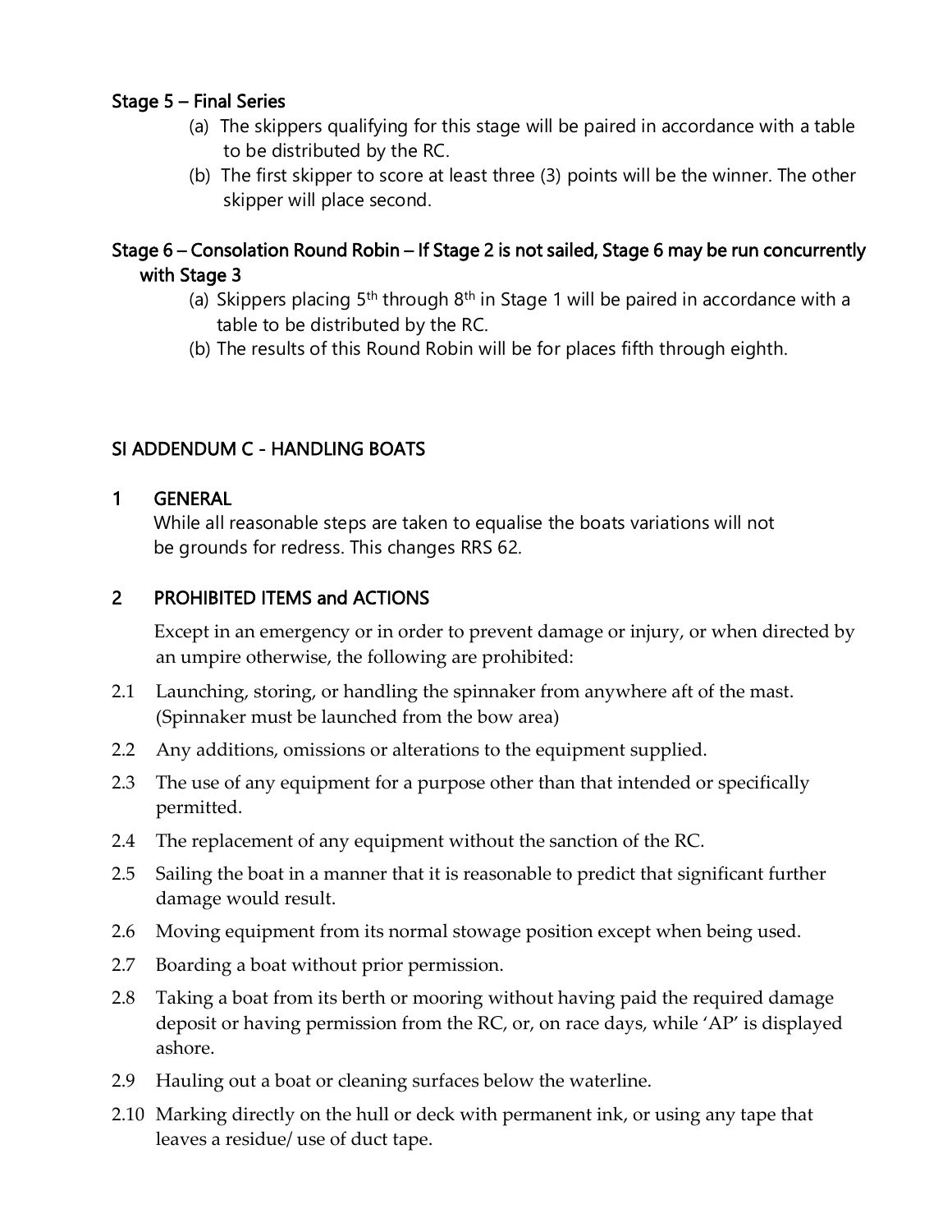### Stage 5 – Final Series

(a) The skippers qualifying for this stage will be paired in accordance with a table to be distributed by the RC.

(b) The first skipper to score at least three (3) points will be the winner. The other skipper will place second.

### Stage 6 – Consolation Round Robin – If Stage 2 is not sailed, Stage 6 may be run concurrently with Stage 3

(a) Skippers placing 5th through 8th in Stage 1 will be paired in accordance with a table to be distributed by the RC.

(b) The results of this Round Robin will be for places fifth through eighth.

## SI ADDENDUM C - HANDLING BOATS

### 1 GENERAL

While all reasonable steps are taken to equalise the boats variations will not be grounds for redress. This changes RRS 62.

### 2 PROHIBITED ITEMS and ACTIONS

Except in an emergency or in order to prevent damage or injury, or when directed by an umpire otherwise, the following are prohibited:

2.1 Launching, storing, or handling the spinnaker from anywhere aft of the mast. (Spinnaker must be launched from the bow area)

2.2 Any additions, omissions or alterations to the equipment supplied.

2.3 The use of any equipment for a purpose other than that intended or specifically permitted.

2.4 The replacement of any equipment without the sanction of the RC.

2.5 Sailing the boat in a manner that it is reasonable to predict that significant further damage would result.

2.6 Moving equipment from its normal stowage position except when being used.

2.7 Boarding a boat without prior permission.

2.8 Taking a boat from its berth or mooring without having paid the required damage deposit or having permission from the RC, or, on race days, while 'AP' is displayed ashore.

2.9 Hauling out a boat or cleaning surfaces below the waterline.

2.10 Marking directly on the hull or deck with permanent ink, or using any tape that leaves a residue/ use of duct tape.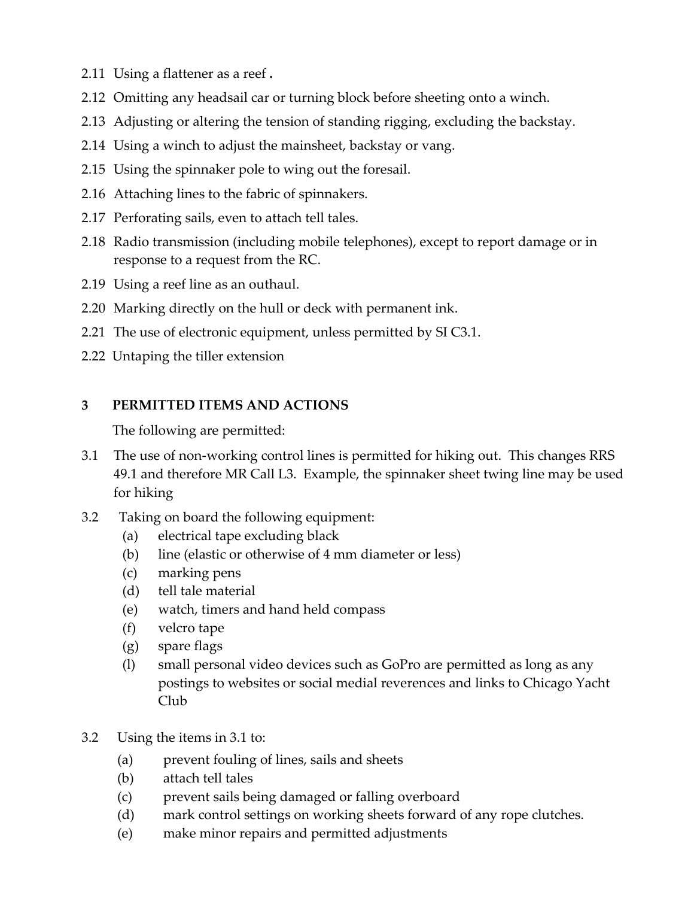2.11 Using a flattener as a reef **.**

2.12 Omitting any headsail car or turning block before sheeting onto a winch.

2.13 Adjusting or altering the tension of standing rigging, excluding the backstay.

2.14 Using a winch to adjust the mainsheet, backstay or vang.

2.15 Using the spinnaker pole to wing out the foresail.

2.16 Attaching lines to the fabric of spinnakers.

2.17 Perforating sails, even to attach tell tales.

2.18 Radio transmission (including mobile telephones), except to report damage or in response to a request from the RC.

2.19 Using a reef line as an outhaul.

2.20 Marking directly on the hull or deck with permanent ink.

2.21 The use of electronic equipment, unless permitted by SI C3.1.

2.22 Untaping the tiller extension

**3 PERMITTED ITEMS AND ACTIONS**

The following are permitted:

3.1 The use of non-working control lines is permitted for hiking out. This changes RRS 49.1 and therefore MR Call L3. Example, the spinnaker sheet twing line may be used for hiking

3.2 Taking on board the following equipment:

- (a) electrical tape excluding black
- (b) line (elastic or otherwise of 4 mm diameter or less)
- (c) marking pens
- (d) tell tale material
- (e) watch, timers and hand held compass
- (f) velcro tape
- (g) spare flags
- (l) small personal video devices such as GoPro are permitted as long as any postings to websites or social medial reverences and links to Chicago Yacht Club

3.2 Using the items in 3.1 to:

- (a) prevent fouling of lines, sails and sheets
- (b) attach tell tales
- (c) prevent sails being damaged or falling overboard
- (d) mark control settings on working sheets forward of any rope clutches.
- (e) make minor repairs and permitted adjustments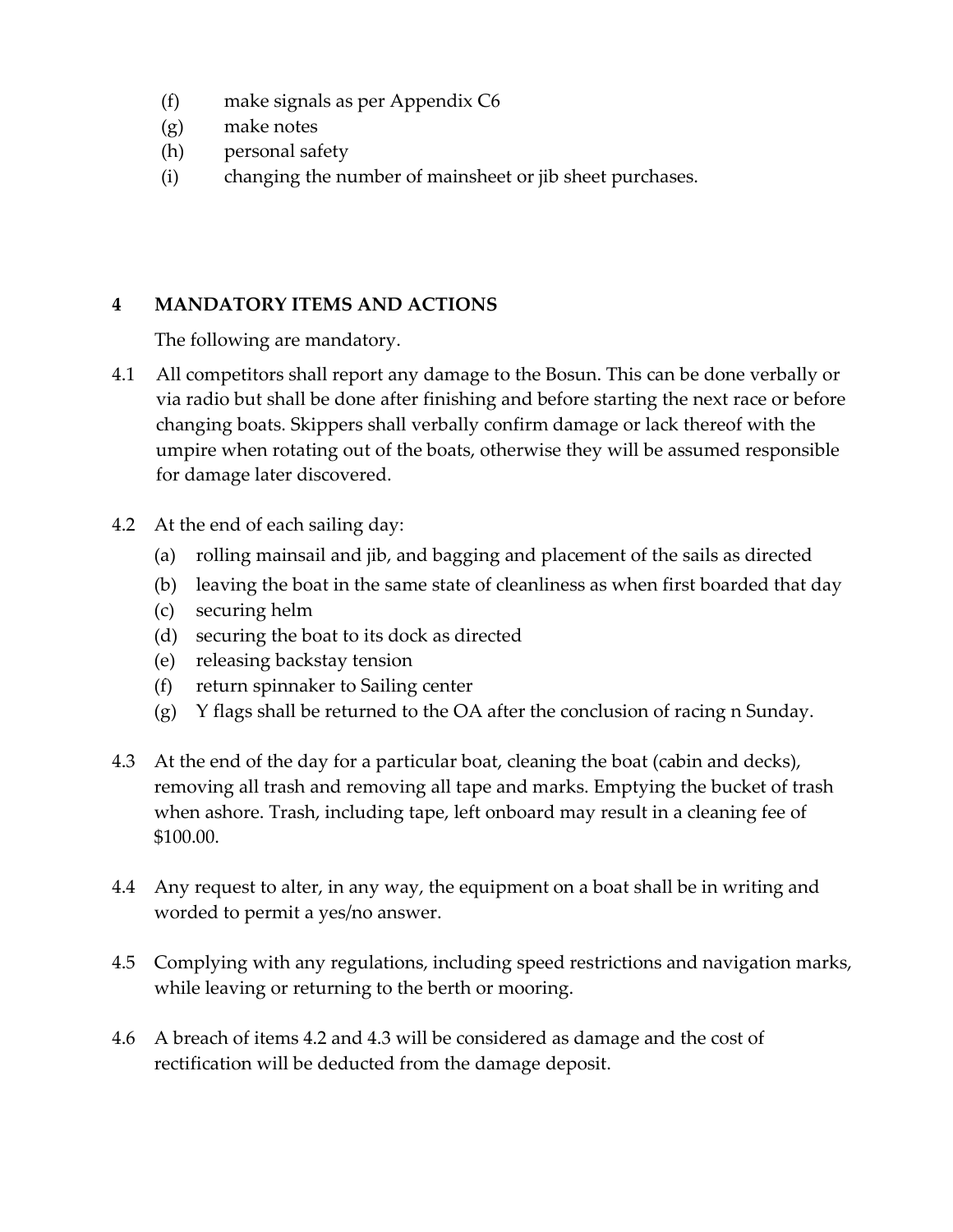(f) make signals as per Appendix C6
(g) make notes
(h) personal safety
(i) changing the number of mainsheet or jib sheet purchases.

## 4 MANDATORY ITEMS AND ACTIONS

The following are mandatory.

4.1 All competitors shall report any damage to the Bosun. This can be done verbally or via radio but shall be done after finishing and before starting the next race or before changing boats. Skippers shall verbally confirm damage or lack thereof with the umpire when rotating out of the boats, otherwise they will be assumed responsible for damage later discovered.

4.2 At the end of each sailing day:

(a) rolling mainsail and jib, and bagging and placement of the sails as directed
(b) leaving the boat in the same state of cleanliness as when first boarded that day
(c) securing helm
(d) securing the boat to its dock as directed
(e) releasing backstay tension
(f) return spinnaker to Sailing center
(g) Y flags shall be returned to the OA after the conclusion of racing n Sunday.

4.3 At the end of the day for a particular boat, cleaning the boat (cabin and decks), removing all trash and removing all tape and marks. Emptying the bucket of trash when ashore. Trash, including tape, left onboard may result in a cleaning fee of $100.00.

4.4 Any request to alter, in any way, the equipment on a boat shall be in writing and worded to permit a yes/no answer.

4.5 Complying with any regulations, including speed restrictions and navigation marks, while leaving or returning to the berth or mooring.

4.6 A breach of items 4.2 and 4.3 will be considered as damage and the cost of rectification will be deducted from the damage deposit.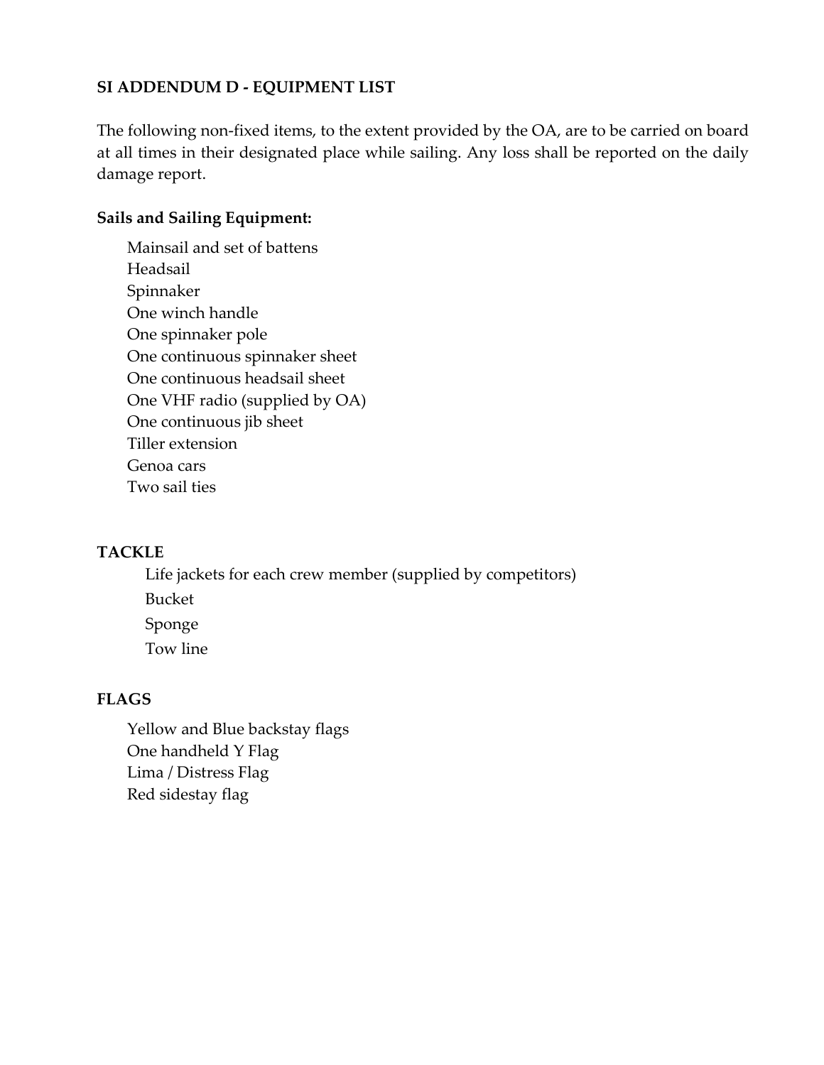### SI ADDENDUM D - EQUIPMENT LIST

The following non-fixed items, to the extent provided by the OA, are to be carried on board at all times in their designated place while sailing. Any loss shall be reported on the daily damage report.

**Sails and Sailing Equipment:**

- Mainsail and set of battens
- Headsail
- Spinnaker
- One winch handle
- One spinnaker pole
- One continuous spinnaker sheet
- One continuous headsail sheet
- One VHF radio (supplied by OA)
- One continuous jib sheet
- Tiller extension
- Genoa cars
- Two sail ties

**TACKLE**

- Life jackets for each crew member (supplied by competitors)
- Bucket
- Sponge
- Tow line

**FLAGS**

- Yellow and Blue backstay flags
- One handheld Y Flag
- Lima / Distress Flag
- Red sidestay flag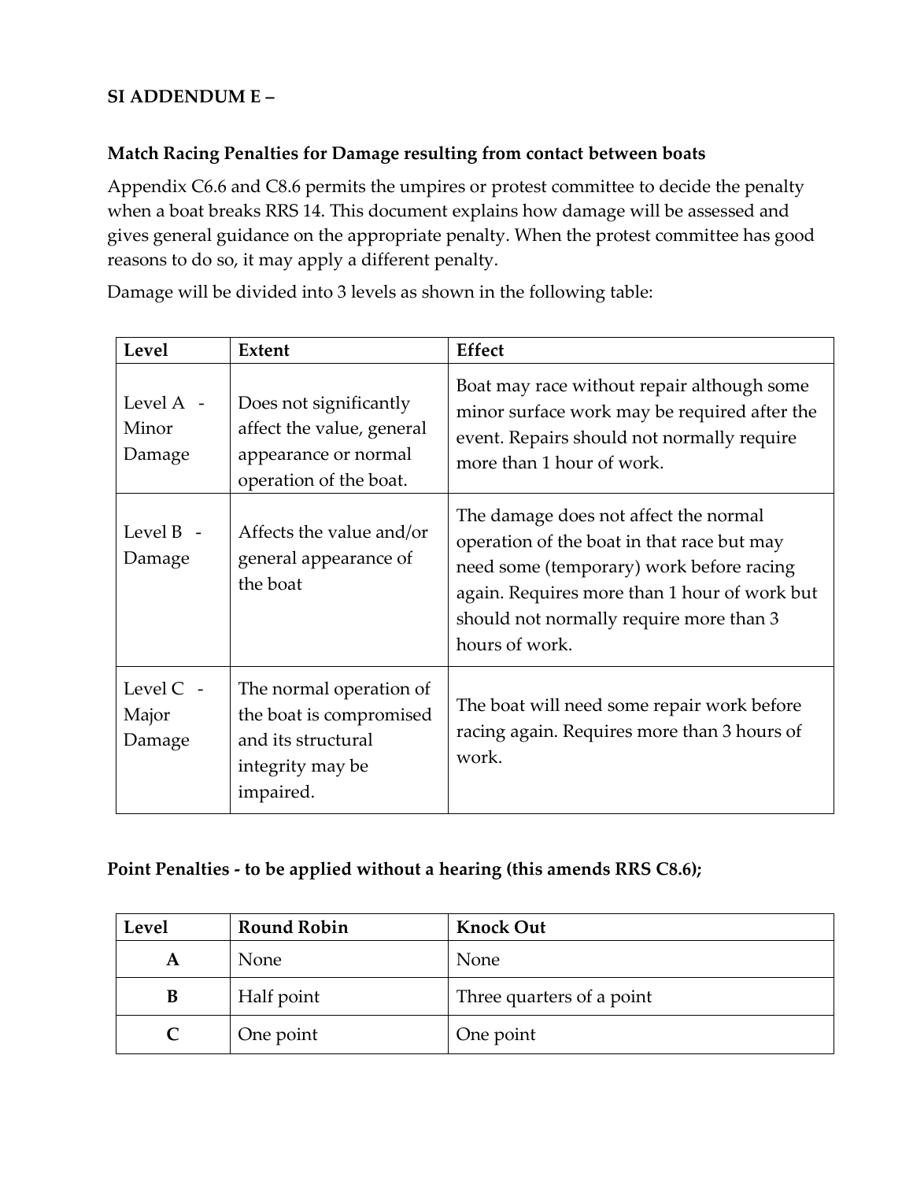**SI ADDENDUM E –**

**Match Racing Penalties for Damage resulting from contact between boats**

Appendix C6.6 and C8.6 permits the umpires or protest committee to decide the penalty when a boat breaks RRS 14. This document explains how damage will be assessed and gives general guidance on the appropriate penalty. When the protest committee has good reasons to do so, it may apply a different penalty.

Damage will be divided into 3 levels as shown in the following table:

| Level | Extent | Effect |
|---|---|---|
| Level A - Minor Damage | Does not significantly affect the value, general appearance or normal operation of the boat. | Boat may race without repair although some minor surface work may be required after the event. Repairs should not normally require more than 1 hour of work. |
| Level B - Damage | Affects the value and/or general appearance of the boat | The damage does not affect the normal operation of the boat in that race but may need some (temporary) work before racing again. Requires more than 1 hour of work but should not normally require more than 3 hours of work. |
| Level C - Major Damage | The normal operation of the boat is compromised and its structural integrity may be impaired. | The boat will need some repair work before racing again. Requires more than 3 hours of work. |

**Point Penalties - to be applied without a hearing (this amends RRS C8.6);**

| Level | Round Robin | Knock Out |
|---|---|---|
| **A** | None | None |
| **B** | Half point | Three quarters of a point |
| **C** | One point | One point |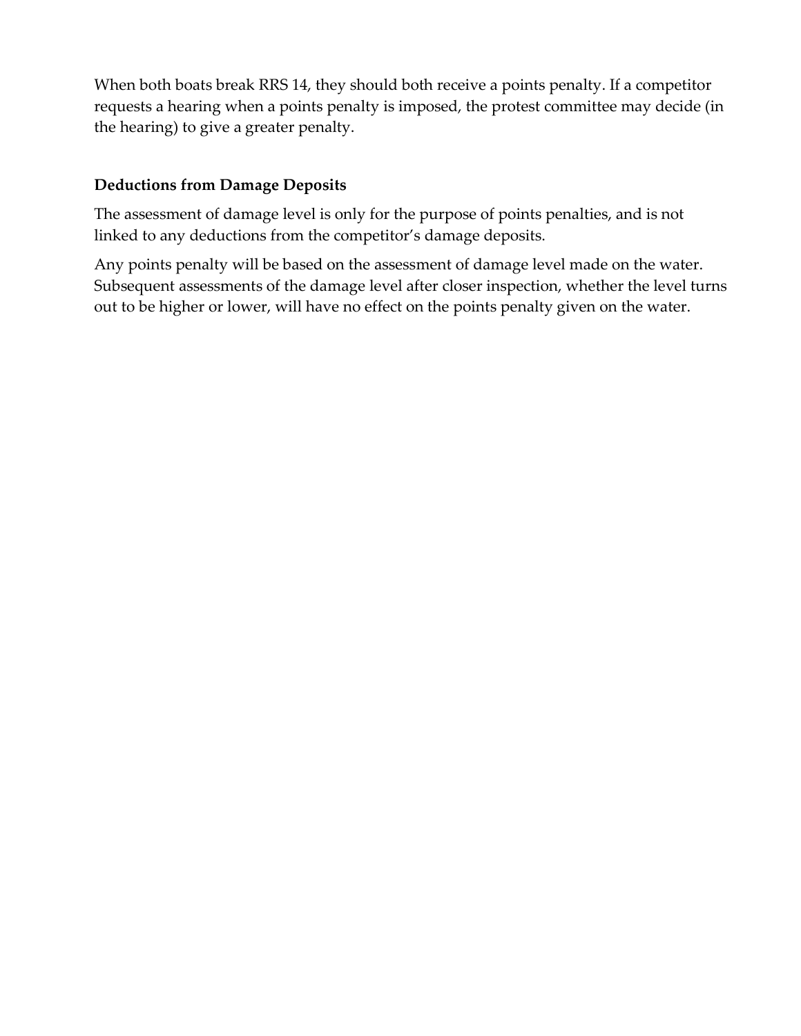When both boats break RRS 14, they should both receive a points penalty. If a competitor requests a hearing when a points penalty is imposed, the protest committee may decide (in the hearing) to give a greater penalty.

### Deductions from Damage Deposits

The assessment of damage level is only for the purpose of points penalties, and is not linked to any deductions from the competitor's damage deposits.

Any points penalty will be based on the assessment of damage level made on the water. Subsequent assessments of the damage level after closer inspection, whether the level turns out to be higher or lower, will have no effect on the points penalty given on the water.